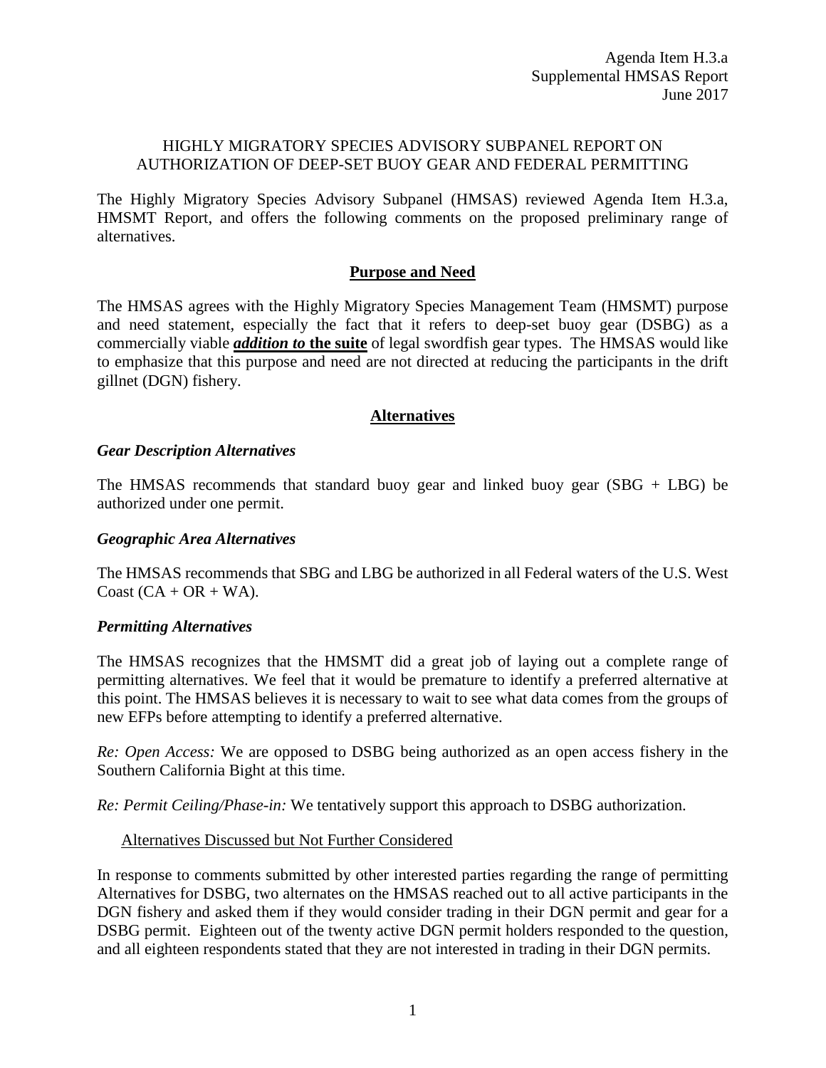Agenda Item H.3.a
Supplemental HMSAS Report
June 2017

# HIGHLY MIGRATORY SPECIES ADVISORY SUBPANEL REPORT ON AUTHORIZATION OF DEEP-SET BUOY GEAR AND FEDERAL PERMITTING

The Highly Migratory Species Advisory Subpanel (HMSAS) reviewed Agenda Item H.3.a, HMSMT Report, and offers the following comments on the proposed preliminary range of alternatives.

## Purpose and Need

The HMSAS agrees with the Highly Migratory Species Management Team (HMSMT) purpose and need statement, especially the fact that it refers to deep-set buoy gear (DSBG) as a commercially viable ***addition to* the suite** of legal swordfish gear types. The HMSAS would like to emphasize that this purpose and need are not directed at reducing the participants in the drift gillnet (DGN) fishery.

## Alternatives

### *Gear Description Alternatives*

The HMSAS recommends that standard buoy gear and linked buoy gear (SBG + LBG) be authorized under one permit.

### *Geographic Area Alternatives*

The HMSAS recommends that SBG and LBG be authorized in all Federal waters of the U.S. West Coast (CA + OR + WA).

### *Permitting Alternatives*

The HMSAS recognizes that the HMSMT did a great job of laying out a complete range of permitting alternatives. We feel that it would be premature to identify a preferred alternative at this point. The HMSAS believes it is necessary to wait to see what data comes from the groups of new EFPs before attempting to identify a preferred alternative.

*Re: Open Access:* We are opposed to DSBG being authorized as an open access fishery in the Southern California Bight at this time.

*Re: Permit Ceiling/Phase-in:* We tentatively support this approach to DSBG authorization.

#### Alternatives Discussed but Not Further Considered

In response to comments submitted by other interested parties regarding the range of permitting Alternatives for DSBG, two alternates on the HMSAS reached out to all active participants in the DGN fishery and asked them if they would consider trading in their DGN permit and gear for a DSBG permit. Eighteen out of the twenty active DGN permit holders responded to the question, and all eighteen respondents stated that they are not interested in trading in their DGN permits.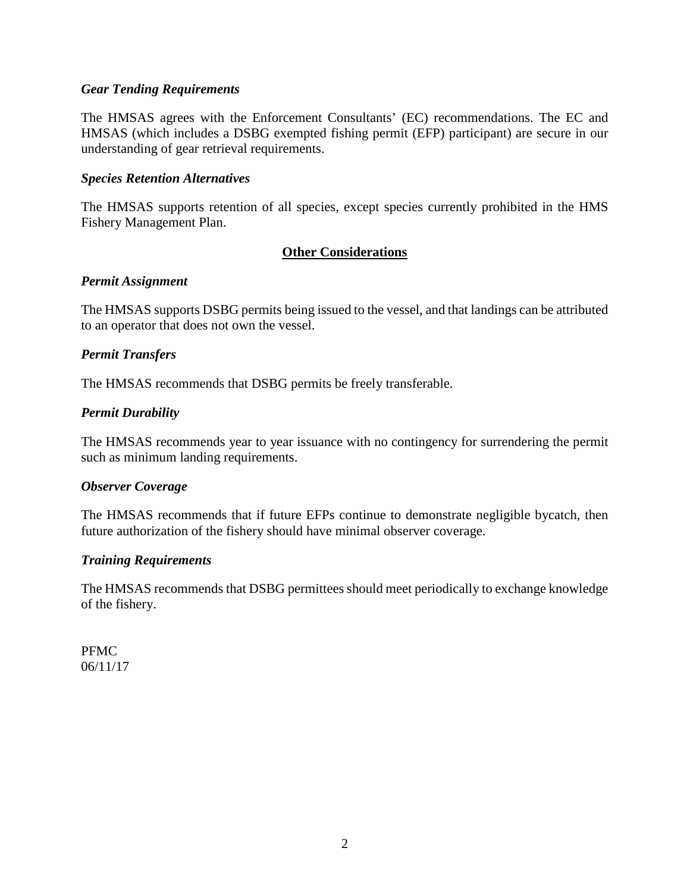*Gear Tending Requirements*

The HMSAS agrees with the Enforcement Consultants' (EC) recommendations. The EC and HMSAS (which includes a DSBG exempted fishing permit (EFP) participant) are secure in our understanding of gear retrieval requirements.

*Species Retention Alternatives*

The HMSAS supports retention of all species, except species currently prohibited in the HMS Fishery Management Plan.

## **Other Considerations**

*Permit Assignment*

The HMSAS supports DSBG permits being issued to the vessel, and that landings can be attributed to an operator that does not own the vessel.

*Permit Transfers*

The HMSAS recommends that DSBG permits be freely transferable.

*Permit Durability*

The HMSAS recommends year to year issuance with no contingency for surrendering the permit such as minimum landing requirements.

*Observer Coverage*

The HMSAS recommends that if future EFPs continue to demonstrate negligible bycatch, then future authorization of the fishery should have minimal observer coverage.

*Training Requirements*

The HMSAS recommends that DSBG permittees should meet periodically to exchange knowledge of the fishery.

PFMC
06/11/17